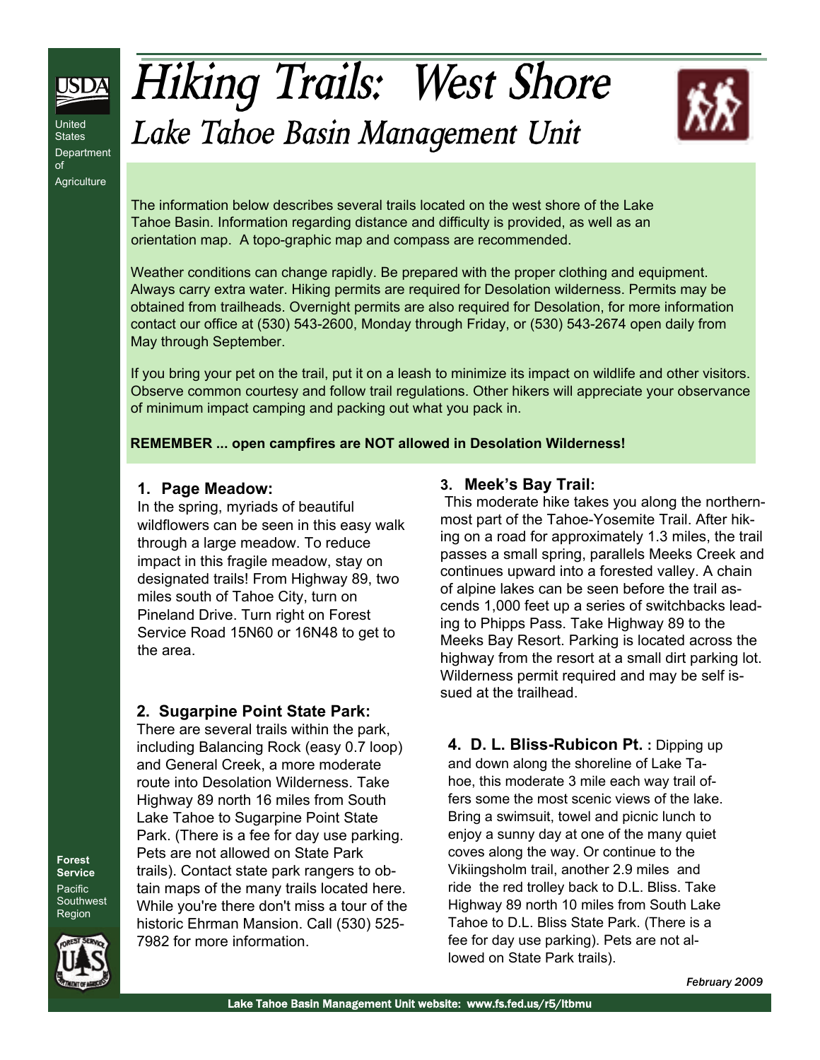# Hiking Trails: West Shore

## Lake Tahoe Basin Management Unit

United States Department of Agriculture

The information below describes several trails located on the west shore of the Lake Tahoe Basin. Information regarding distance and difficulty is provided, as well as an orientation map. A topo-graphic map and compass are recommended.

Weather conditions can change rapidly. Be prepared with the proper clothing and equipment. Always carry extra water. Hiking permits are required for Desolation wilderness. Permits may be obtained from trailheads. Overnight permits are also required for Desolation, for more information contact our office at (530) 543-2600, Monday through Friday, or (530) 543-2674 open daily from May through September.

If you bring your pet on the trail, put it on a leash to minimize its impact on wildlife and other visitors. Observe common courtesy and follow trail regulations. Other hikers will appreciate your observance of minimum impact camping and packing out what you pack in.

**REMEMBER ... open campfires are NOT allowed in Desolation Wilderness!**

### 1. Page Meadow:

In the spring, myriads of beautiful wildflowers can be seen in this easy walk through a large meadow. To reduce impact in this fragile meadow, stay on designated trails! From Highway 89, two miles south of Tahoe City, turn on Pineland Drive. Turn right on Forest Service Road 15N60 or 16N48 to get to the area.

### 2. Sugarpine Point State Park:

There are several trails within the park, including Balancing Rock (easy 0.7 loop) and General Creek, a more moderate route into Desolation Wilderness. Take Highway 89 north 16 miles from South Lake Tahoe to Sugarpine Point State Park. (There is a fee for day use parking. Pets are not allowed on State Park trails). Contact state park rangers to obtain maps of the many trails located here. While you're there don't miss a tour of the historic Ehrman Mansion. Call (530) 525-7982 for more information.

### 3. Meek's Bay Trail:

This moderate hike takes you along the northern-most part of the Tahoe-Yosemite Trail. After hiking on a road for approximately 1.3 miles, the trail passes a small spring, parallels Meeks Creek and continues upward into a forested valley. A chain of alpine lakes can be seen before the trail ascends 1,000 feet up a series of switchbacks leading to Phipps Pass. Take Highway 89 to the Meeks Bay Resort. Parking is located across the highway from the resort at a small dirt parking lot. Wilderness permit required and may be self issued at the trailhead.

### 4. D. L. Bliss-Rubicon Pt. :

Dipping up and down along the shoreline of Lake Tahoe, this moderate 3 mile each way trail offers some the most scenic views of the lake. Bring a swimsuit, towel and picnic lunch to enjoy a sunny day at one of the many quiet coves along the way. Or continue to the Vikiingsholm trail, another 2.9 miles and ride the red trolley back to D.L. Bliss. Take Highway 89 north 10 miles from South Lake Tahoe to D.L. Bliss State Park. (There is a fee for day use parking). Pets are not allowed on State Park trails).

Forest Service Pacific Southwest Region

*February 2009*

Lake Tahoe Basin Management Unit website: www.fs.fed.us/r5/ltbmu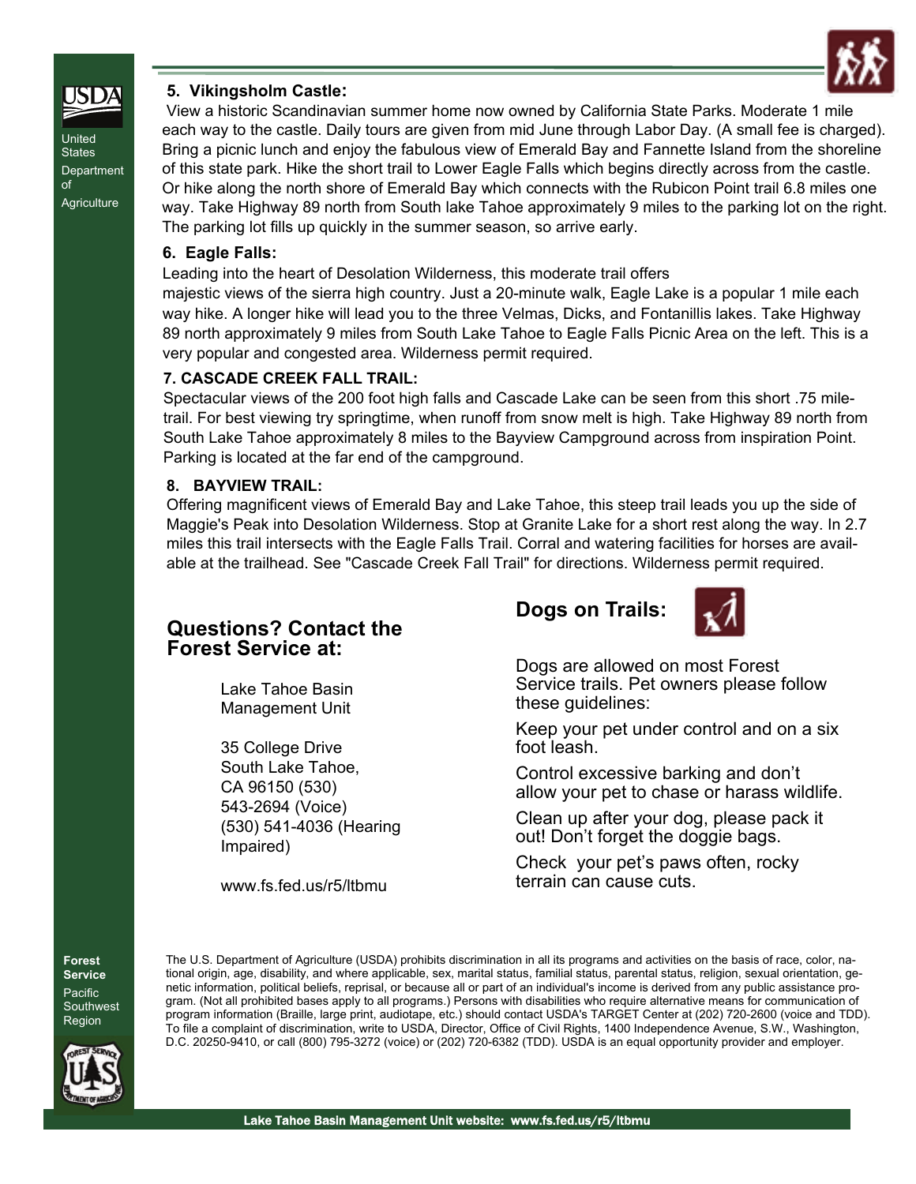United States Department of Agriculture

### 5. Vikingsholm Castle:

View a historic Scandinavian summer home now owned by California State Parks. Moderate 1 mile each way to the castle. Daily tours are given from mid June through Labor Day. (A small fee is charged). Bring a picnic lunch and enjoy the fabulous view of Emerald Bay and Fannette Island from the shoreline of this state park. Hike the short trail to Lower Eagle Falls which begins directly across from the castle. Or hike along the north shore of Emerald Bay which connects with the Rubicon Point trail 6.8 miles one way. Take Highway 89 north from South lake Tahoe approximately 9 miles to the parking lot on the right. The parking lot fills up quickly in the summer season, so arrive early.

### 6. Eagle Falls:

Leading into the heart of Desolation Wilderness, this moderate trail offers majestic views of the sierra high country. Just a 20-minute walk, Eagle Lake is a popular 1 mile each way hike. A longer hike will lead you to the three Velmas, Dicks, and Fontanillis lakes. Take Highway 89 north approximately 9 miles from South Lake Tahoe to Eagle Falls Picnic Area on the left. This is a very popular and congested area. Wilderness permit required.

### 7. CASCADE CREEK FALL TRAIL:

Spectacular views of the 200 foot high falls and Cascade Lake can be seen from this short .75 mile-trail. For best viewing try springtime, when runoff from snow melt is high. Take Highway 89 north from South Lake Tahoe approximately 8 miles to the Bayview Campground across from inspiration Point. Parking is located at the far end of the campground.

### 8. BAYVIEW TRAIL:

Offering magnificent views of Emerald Bay and Lake Tahoe, this steep trail leads you up the side of Maggie's Peak into Desolation Wilderness. Stop at Granite Lake for a short rest along the way. In 2.7 miles this trail intersects with the Eagle Falls Trail. Corral and watering facilities for horses are available at the trailhead. See "Cascade Creek Fall Trail" for directions. Wilderness permit required.

## Questions? Contact the Forest Service at:

Lake Tahoe Basin Management Unit

35 College Drive
South Lake Tahoe, CA 96150 (530) 543-2694 (Voice)
(530) 541-4036 (Hearing Impaired)

www.fs.fed.us/r5/ltbmu

## Dogs on Trails:

Dogs are allowed on most Forest Service trails. Pet owners please follow these guidelines:

Keep your pet under control and on a six foot leash.

Control excessive barking and don't allow your pet to chase or harass wildlife.

Clean up after your dog, please pack it out! Don't forget the doggie bags.

Check your pet's paws often, rocky terrain can cause cuts.

The U.S. Department of Agriculture (USDA) prohibits discrimination in all its programs and activities on the basis of race, color, national origin, age, disability, and where applicable, sex, marital status, familial status, parental status, religion, sexual orientation, genetic information, political beliefs, reprisal, or because all or part of an individual's income is derived from any public assistance program. (Not all prohibited bases apply to all programs.) Persons with disabilities who require alternative means for communication of program information (Braille, large print, audiotape, etc.) should contact USDA's TARGET Center at (202) 720-2600 (voice and TDD). To file a complaint of discrimination, write to USDA, Director, Office of Civil Rights, 1400 Independence Avenue, S.W., Washington, D.C. 20250-9410, or call (800) 795-3272 (voice) or (202) 720-6382 (TDD). USDA is an equal opportunity provider and employer.

Forest Service Pacific Southwest Region

Lake Tahoe Basin Management Unit website: www.fs.fed.us/r5/ltbmu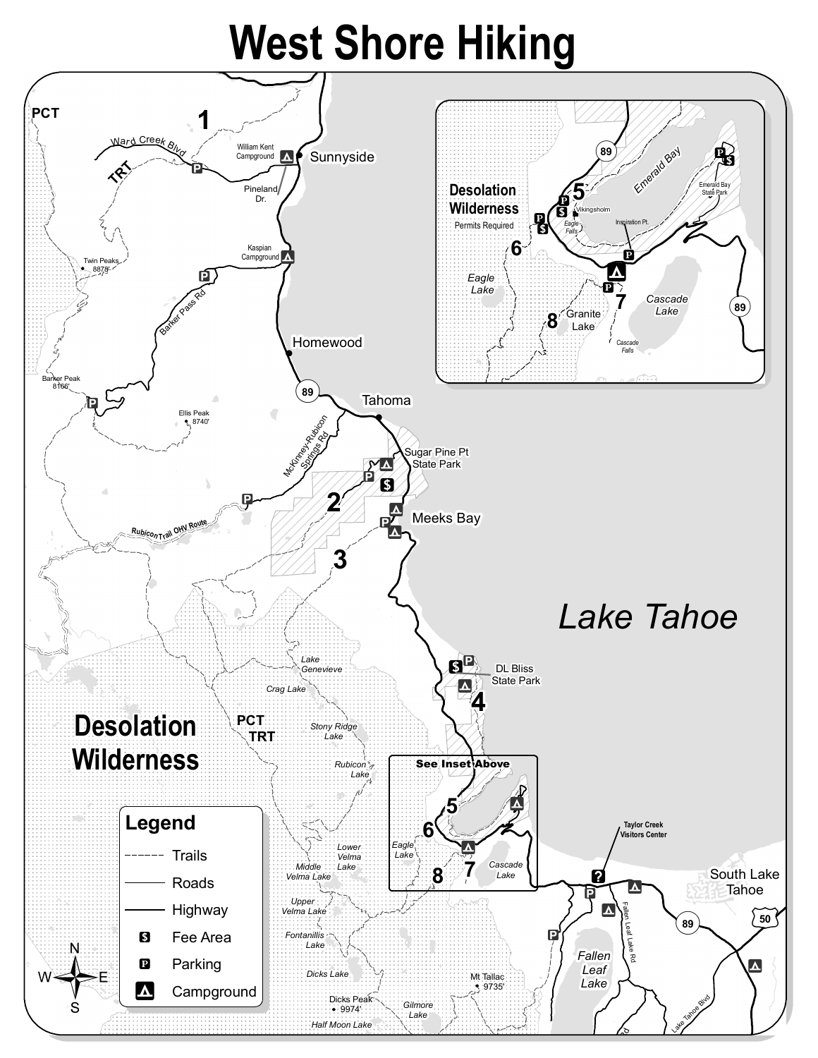# West Shore Hiking

PCT

1

Ward Creek Blvd

TRT

William Kent Campground

Sunnyside

Pineland Dr.

Kaspian Campground

Twin Peaks 8878'

Barker Pass Rd

Homewood

Barker Peak 8166'

Ellis Peak 8740'

89

Tahoma

McKinney-Rubicon Springs Rd

Sugar Pine Pt State Park

2

Rubicon Trail OHV Route

Meeks Bay

3

Lake Tahoe

Lake Genevieve

Crag Lake

DL Bliss State Park

4

Desolation Wilderness

PCT

TRT

Stony Ridge Lake

Rubicon Lake

See Inset Above

5

6

Eagle Lake

7

8

Cascade Lake

Lower Velma Lake

Middle Velma Lake

Upper Velma Lake

Fontanillis Lake

Dicks Lake

Dicks Peak 9974'

Half Moon Lake

Gilmore Lake

Mt Tallac 9735'

Taylor Creek Visitors Center

South Lake Tahoe

89

50

Fallen Leaf Lake Rd

Fallen Leaf Lake

Lake Tahoe Blvd

Legend

- Trails
- Roads
- Highway
- Fee Area
- Parking
- Campground

N

W E

S

Desolation Wilderness

Permits Required

89

Emerald Bay

Emerald Bay State Park

5

Vikingsholm

Eagle Falls

Inspiration Pt.

6

Eagle Lake

7

Cascade Lake

89

8

Granite Lake

Cascade Falls